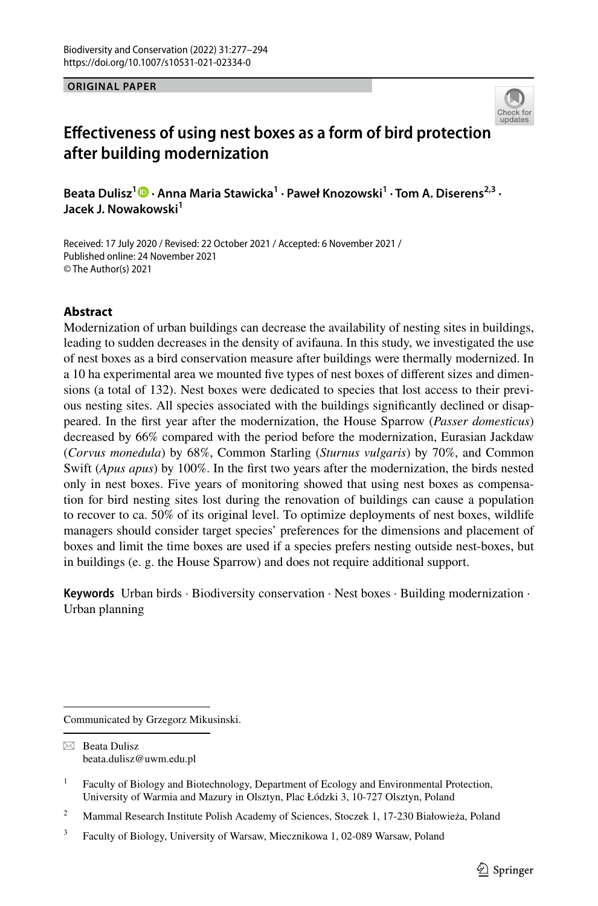ORIGINAL PAPER

# Effectiveness of using nest boxes as a form of bird protection after building modernization

**Beata Dulisz[1] · Anna Maria Stawicka[1] · Paweł Knozowski[1] · Tom A. Diserens[2,3] · Jacek J. Nowakowski[1]**

Received: 17 July 2020 / Revised: 22 October 2021 / Accepted: 6 November 2021 /
Published online: 24 November 2021
© The Author(s) 2021

## Abstract

Modernization of urban buildings can decrease the availability of nesting sites in buildings, leading to sudden decreases in the density of avifauna. In this study, we investigated the use of nest boxes as a bird conservation measure after buildings were thermally modernized. In a 10 ha experimental area we mounted five types of nest boxes of different sizes and dimensions (a total of 132). Nest boxes were dedicated to species that lost access to their previous nesting sites. All species associated with the buildings significantly declined or disappeared. In the first year after the modernization, the House Sparrow (*Passer domesticus*) decreased by 66% compared with the period before the modernization, Eurasian Jackdaw (*Corvus monedula*) by 68%, Common Starling (*Sturnus vulgaris*) by 70%, and Common Swift (*Apus apus*) by 100%. In the first two years after the modernization, the birds nested only in nest boxes. Five years of monitoring showed that using nest boxes as compensation for bird nesting sites lost during the renovation of buildings can cause a population to recover to ca. 50% of its original level. To optimize deployments of nest boxes, wildlife managers should consider target species' preferences for the dimensions and placement of boxes and limit the time boxes are used if a species prefers nesting outside nest-boxes, but in buildings (e. g. the House Sparrow) and does not require additional support.

**Keywords** Urban birds · Biodiversity conservation · Nest boxes · Building modernization · Urban planning

---

Communicated by Grzegorz Mikusinski.

✉ Beata Dulisz
beata.dulisz@uwm.edu.pl

[1] Faculty of Biology and Biotechnology, Department of Ecology and Environmental Protection, University of Warmia and Mazury in Olsztyn, Plac Łódzki 3, 10-727 Olsztyn, Poland

[2] Mammal Research Institute Polish Academy of Sciences, Stoczek 1, 17-230 Białowieża, Poland

[3] Faculty of Biology, University of Warsaw, Miecznikowa 1, 02-089 Warsaw, Poland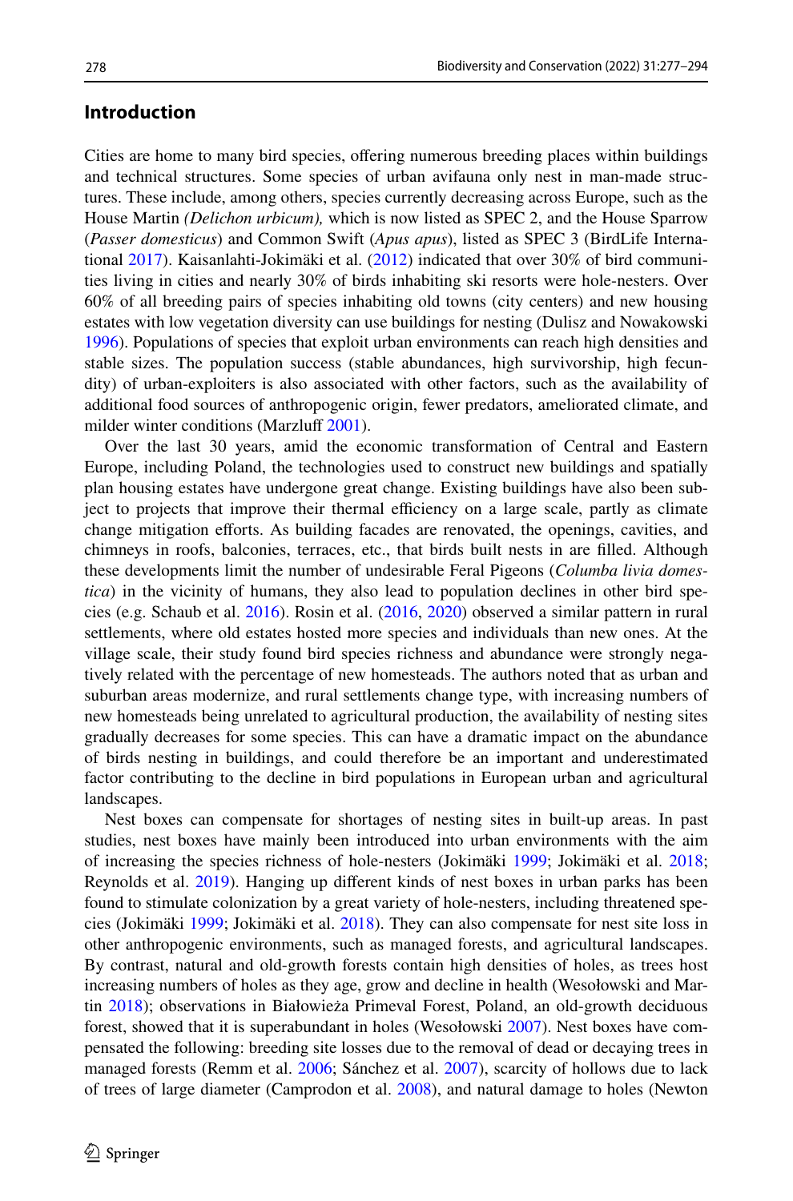## Introduction

Cities are home to many bird species, offering numerous breeding places within buildings and technical structures. Some species of urban avifauna only nest in man-made structures. These include, among others, species currently decreasing across Europe, such as the House Martin *(Delichon urbicum),* which is now listed as SPEC 2, and the House Sparrow (*Passer domesticus*) and Common Swift (*Apus apus*), listed as SPEC 3 (BirdLife International 2017). Kaisanlahti-Jokimäki et al. (2012) indicated that over 30% of bird communities living in cities and nearly 30% of birds inhabiting ski resorts were hole-nesters. Over 60% of all breeding pairs of species inhabiting old towns (city centers) and new housing estates with low vegetation diversity can use buildings for nesting (Dulisz and Nowakowski 1996). Populations of species that exploit urban environments can reach high densities and stable sizes. The population success (stable abundances, high survivorship, high fecundity) of urban-exploiters is also associated with other factors, such as the availability of additional food sources of anthropogenic origin, fewer predators, ameliorated climate, and milder winter conditions (Marzluff 2001).

Over the last 30 years, amid the economic transformation of Central and Eastern Europe, including Poland, the technologies used to construct new buildings and spatially plan housing estates have undergone great change. Existing buildings have also been subject to projects that improve their thermal efficiency on a large scale, partly as climate change mitigation efforts. As building facades are renovated, the openings, cavities, and chimneys in roofs, balconies, terraces, etc., that birds built nests in are filled. Although these developments limit the number of undesirable Feral Pigeons (*Columba livia domestica*) in the vicinity of humans, they also lead to population declines in other bird species (e.g. Schaub et al. 2016). Rosin et al. (2016, 2020) observed a similar pattern in rural settlements, where old estates hosted more species and individuals than new ones. At the village scale, their study found bird species richness and abundance were strongly negatively related with the percentage of new homesteads. The authors noted that as urban and suburban areas modernize, and rural settlements change type, with increasing numbers of new homesteads being unrelated to agricultural production, the availability of nesting sites gradually decreases for some species. This can have a dramatic impact on the abundance of birds nesting in buildings, and could therefore be an important and underestimated factor contributing to the decline in bird populations in European urban and agricultural landscapes.

Nest boxes can compensate for shortages of nesting sites in built-up areas. In past studies, nest boxes have mainly been introduced into urban environments with the aim of increasing the species richness of hole-nesters (Jokimäki 1999; Jokimäki et al. 2018; Reynolds et al. 2019). Hanging up different kinds of nest boxes in urban parks has been found to stimulate colonization by a great variety of hole-nesters, including threatened species (Jokimäki 1999; Jokimäki et al. 2018). They can also compensate for nest site loss in other anthropogenic environments, such as managed forests, and agricultural landscapes. By contrast, natural and old-growth forests contain high densities of holes, as trees host increasing numbers of holes as they age, grow and decline in health (Wesołowski and Martin 2018); observations in Białowieża Primeval Forest, Poland, an old-growth deciduous forest, showed that it is superabundant in holes (Wesołowski 2007). Nest boxes have compensated the following: breeding site losses due to the removal of dead or decaying trees in managed forests (Remm et al. 2006; Sánchez et al. 2007), scarcity of hollows due to lack of trees of large diameter (Camprodon et al. 2008), and natural damage to holes (Newton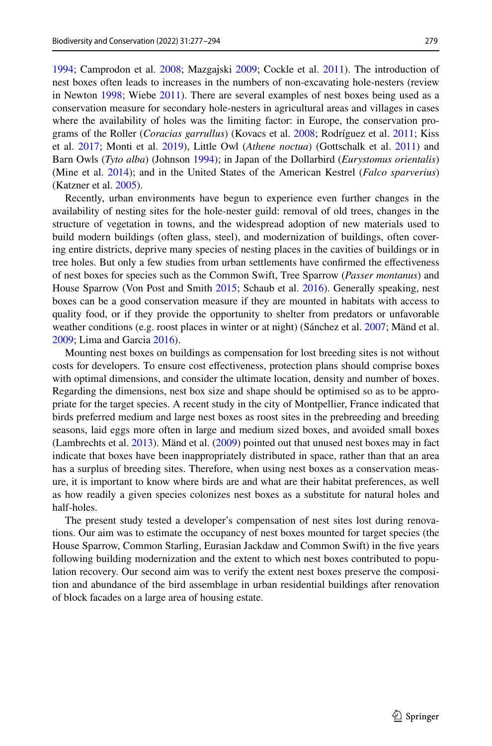1994; Camprodon et al. 2008; Mazgajski 2009; Cockle et al. 2011). The introduction of nest boxes often leads to increases in the numbers of non-excavating hole-nesters (review in Newton 1998; Wiebe 2011). There are several examples of nest boxes being used as a conservation measure for secondary hole-nesters in agricultural areas and villages in cases where the availability of holes was the limiting factor: in Europe, the conservation programs of the Roller (*Coracias garrulus*) (Kovacs et al. 2008; Rodríguez et al. 2011; Kiss et al. 2017; Monti et al. 2019), Little Owl (*Athene noctua*) (Gottschalk et al. 2011) and Barn Owls (*Tyto alba*) (Johnson 1994); in Japan of the Dollarbird (*Eurystomus orientalis*) (Mine et al. 2014); and in the United States of the American Kestrel (*Falco sparverius*) (Katzner et al. 2005).

Recently, urban environments have begun to experience even further changes in the availability of nesting sites for the hole-nester guild: removal of old trees, changes in the structure of vegetation in towns, and the widespread adoption of new materials used to build modern buildings (often glass, steel), and modernization of buildings, often covering entire districts, deprive many species of nesting places in the cavities of buildings or in tree holes. But only a few studies from urban settlements have confirmed the effectiveness of nest boxes for species such as the Common Swift, Tree Sparrow (*Passer montanus*) and House Sparrow (Von Post and Smith 2015; Schaub et al. 2016). Generally speaking, nest boxes can be a good conservation measure if they are mounted in habitats with access to quality food, or if they provide the opportunity to shelter from predators or unfavorable weather conditions (e.g. roost places in winter or at night) (Sánchez et al. 2007; Mänd et al. 2009; Lima and Garcia 2016).

Mounting nest boxes on buildings as compensation for lost breeding sites is not without costs for developers. To ensure cost effectiveness, protection plans should comprise boxes with optimal dimensions, and consider the ultimate location, density and number of boxes. Regarding the dimensions, nest box size and shape should be optimised so as to be appropriate for the target species. A recent study in the city of Montpellier, France indicated that birds preferred medium and large nest boxes as roost sites in the prebreeding and breeding seasons, laid eggs more often in large and medium sized boxes, and avoided small boxes (Lambrechts et al. 2013). Mänd et al. (2009) pointed out that unused nest boxes may in fact indicate that boxes have been inappropriately distributed in space, rather than that an area has a surplus of breeding sites. Therefore, when using nest boxes as a conservation measure, it is important to know where birds are and what are their habitat preferences, as well as how readily a given species colonizes nest boxes as a substitute for natural holes and half-holes.

The present study tested a developer's compensation of nest sites lost during renovations. Our aim was to estimate the occupancy of nest boxes mounted for target species (the House Sparrow, Common Starling, Eurasian Jackdaw and Common Swift) in the five years following building modernization and the extent to which nest boxes contributed to population recovery. Our second aim was to verify the extent nest boxes preserve the composition and abundance of the bird assemblage in urban residential buildings after renovation of block facades on a large area of housing estate.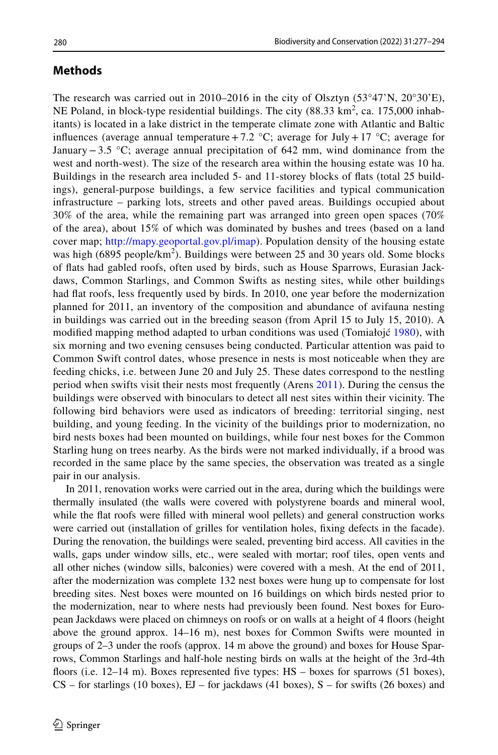## Methods

The research was carried out in 2010–2016 in the city of Olsztyn (53°47'N, 20°30'E), NE Poland, in block-type residential buildings. The city (88.33 km$^2$, ca. 175,000 inhabitants) is located in a lake district in the temperate climate zone with Atlantic and Baltic influences (average annual temperature + 7.2 °C; average for July + 17 °C; average for January − 3.5 °C; average annual precipitation of 642 mm, wind dominance from the west and north-west). The size of the research area within the housing estate was 10 ha. Buildings in the research area included 5- and 11-storey blocks of flats (total 25 buildings), general-purpose buildings, a few service facilities and typical communication infrastructure – parking lots, streets and other paved areas. Buildings occupied about 30% of the area, while the remaining part was arranged into green open spaces (70% of the area), about 15% of which was dominated by bushes and trees (based on a land cover map; http://mapy.geoportal.gov.pl/imap). Population density of the housing estate was high (6895 people/km$^2$). Buildings were between 25 and 30 years old. Some blocks of flats had gabled roofs, often used by birds, such as House Sparrows, Eurasian Jackdaws, Common Starlings, and Common Swifts as nesting sites, while other buildings had flat roofs, less frequently used by birds. In 2010, one year before the modernization planned for 2011, an inventory of the composition and abundance of avifauna nesting in buildings was carried out in the breeding season (from April 15 to July 15, 2010). A modified mapping method adapted to urban conditions was used (Tomiałojć 1980), with six morning and two evening censuses being conducted. Particular attention was paid to Common Swift control dates, whose presence in nests is most noticeable when they are feeding chicks, i.e. between June 20 and July 25. These dates correspond to the nestling period when swifts visit their nests most frequently (Arens 2011). During the census the buildings were observed with binoculars to detect all nest sites within their vicinity. The following bird behaviors were used as indicators of breeding: territorial singing, nest building, and young feeding. In the vicinity of the buildings prior to modernization, no bird nests boxes had been mounted on buildings, while four nest boxes for the Common Starling hung on trees nearby. As the birds were not marked individually, if a brood was recorded in the same place by the same species, the observation was treated as a single pair in our analysis.

In 2011, renovation works were carried out in the area, during which the buildings were thermally insulated (the walls were covered with polystyrene boards and mineral wool, while the flat roofs were filled with mineral wool pellets) and general construction works were carried out (installation of grilles for ventilation holes, fixing defects in the facade). During the renovation, the buildings were sealed, preventing bird access. All cavities in the walls, gaps under window sills, etc., were sealed with mortar; roof tiles, open vents and all other niches (window sills, balconies) were covered with a mesh. At the end of 2011, after the modernization was complete 132 nest boxes were hung up to compensate for lost breeding sites. Nest boxes were mounted on 16 buildings on which birds nested prior to the modernization, near to where nests had previously been found. Nest boxes for European Jackdaws were placed on chimneys on roofs or on walls at a height of 4 floors (height above the ground approx. 14–16 m), nest boxes for Common Swifts were mounted in groups of 2–3 under the roofs (approx. 14 m above the ground) and boxes for House Sparrows, Common Starlings and half-hole nesting birds on walls at the height of the 3rd-4th floors (i.e. 12–14 m). Boxes represented five types: HS – boxes for sparrows (51 boxes), CS – for starlings (10 boxes), EJ – for jackdaws (41 boxes), S – for swifts (26 boxes) and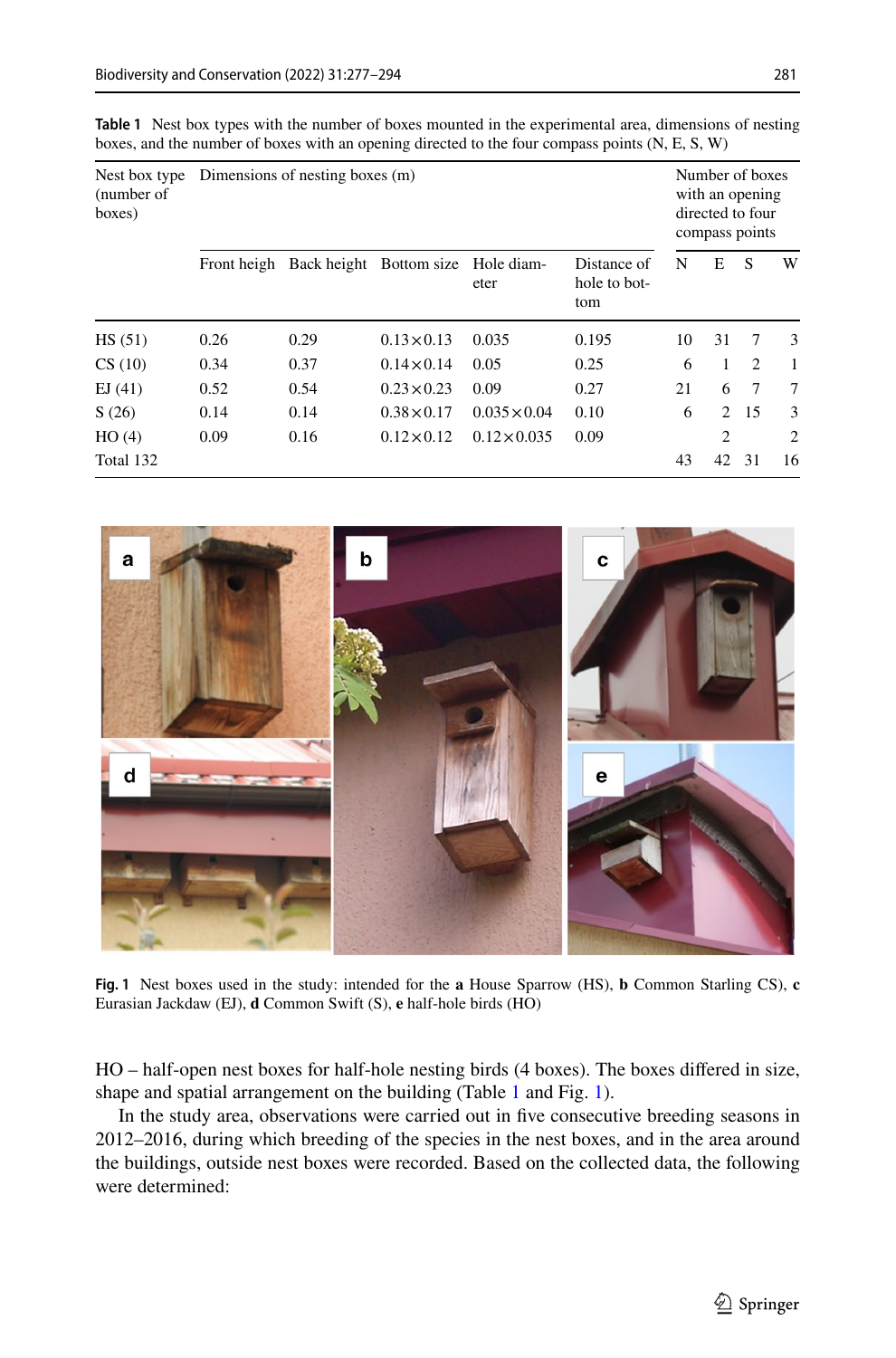**Table 1** Nest box types with the number of boxes mounted in the experimental area, dimensions of nesting boxes, and the number of boxes with an opening directed to the four compass points (N, E, S, W)

| Nest box type (number of boxes) | Dimensions of nesting boxes (m) | | | | | Number of boxes with an opening directed to four compass points | | | |
|---|---|---|---|---|---|---|---|---|---|
| | Front heigh | Back height | Bottom size | Hole diameter | Distance of hole to bottom | N | E | S | W |
| HS (51) | 0.26 | 0.29 | 0.13×0.13 | 0.035 | 0.195 | 10 | 31 | 7 | 3 |
| CS (10) | 0.34 | 0.37 | 0.14×0.14 | 0.05 | 0.25 | 6 | 1 | 2 | 1 |
| EJ (41) | 0.52 | 0.54 | 0.23×0.23 | 0.09 | 0.27 | 21 | 6 | 7 | 7 |
| S (26) | 0.14 | 0.14 | 0.38×0.17 | 0.035×0.04 | 0.10 | 6 | 2 | 15 | 3 |
| HO (4) | 0.09 | 0.16 | 0.12×0.12 | 0.12×0.035 | 0.09 | | 2 | | 2 |
| Total 132 | | | | | | 43 | 42 | 31 | 16 |

**Fig. 1** Nest boxes used in the study: intended for the **a** House Sparrow (HS), **b** Common Starling CS), **c** Eurasian Jackdaw (EJ), **d** Common Swift (S), **e** half-hole birds (HO)

HO – half-open nest boxes for half-hole nesting birds (4 boxes). The boxes differed in size, shape and spatial arrangement on the building (Table 1 and Fig. 1).

In the study area, observations were carried out in five consecutive breeding seasons in 2012–2016, during which breeding of the species in the nest boxes, and in the area around the buildings, outside nest boxes were recorded. Based on the collected data, the following were determined: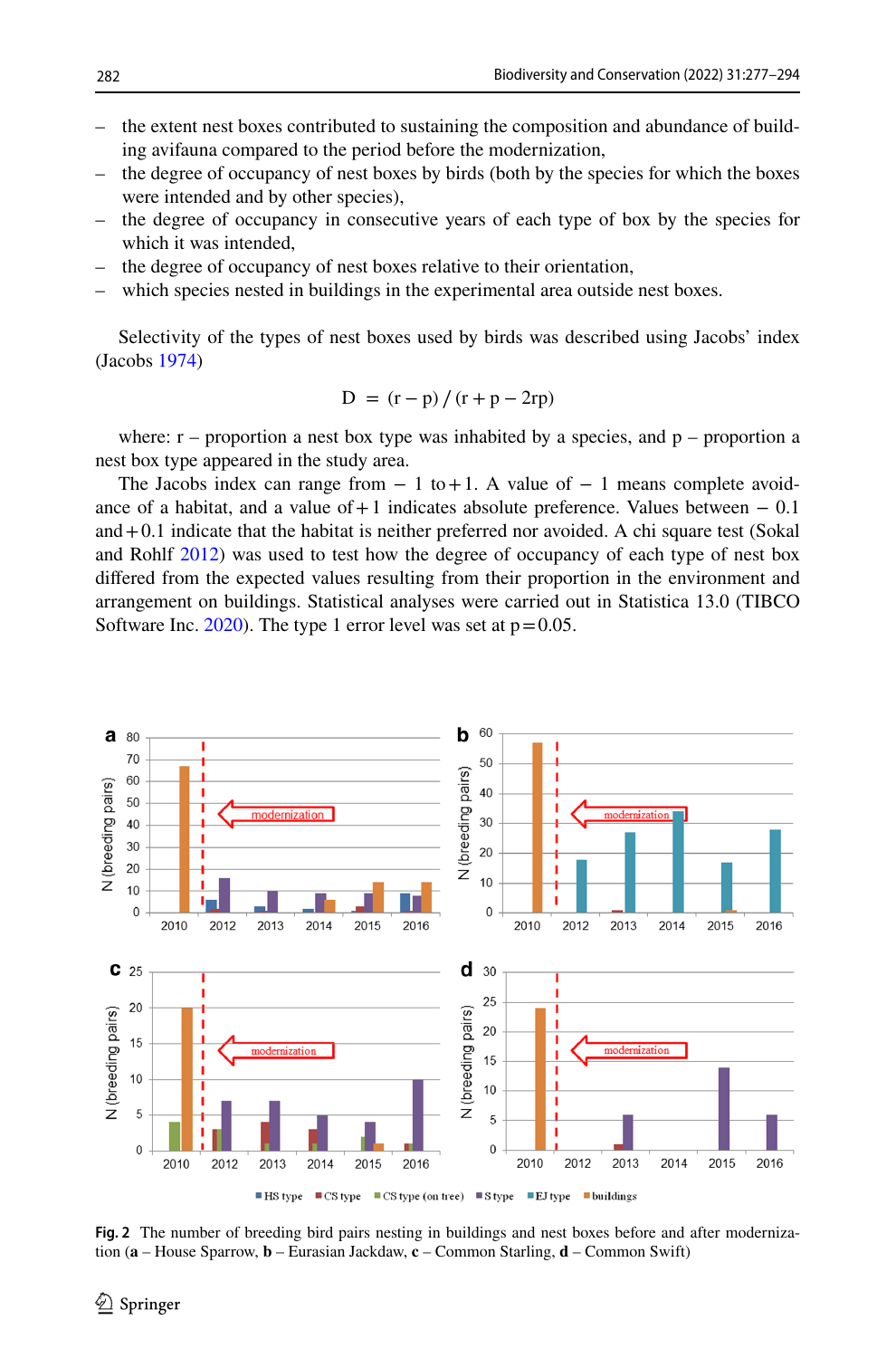- the extent nest boxes contributed to sustaining the composition and abundance of building avifauna compared to the period before the modernization,
- the degree of occupancy of nest boxes by birds (both by the species for which the boxes were intended and by other species),
- the degree of occupancy in consecutive years of each type of box by the species for which it was intended,
- the degree of occupancy of nest boxes relative to their orientation,
- which species nested in buildings in the experimental area outside nest boxes.

Selectivity of the types of nest boxes used by birds was described using Jacobs' index (Jacobs 1974)

$$D = (r - p) / (r + p - 2rp)$$

where: r – proportion a nest box type was inhabited by a species, and p – proportion a nest box type appeared in the study area.

The Jacobs index can range from − 1 to + 1. A value of − 1 means complete avoidance of a habitat, and a value of + 1 indicates absolute preference. Values between − 0.1 and + 0.1 indicate that the habitat is neither preferred nor avoided. A chi square test (Sokal and Rohlf 2012) was used to test how the degree of occupancy of each type of nest box differed from the expected values resulting from their proportion in the environment and arrangement on buildings. Statistical analyses were carried out in Statistica 13.0 (TIBCO Software Inc. 2020). The type 1 error level was set at p = 0.05.

**Fig. 2** The number of breeding bird pairs nesting in buildings and nest boxes before and after modernization (**a** – House Sparrow, **b** – Eurasian Jackdaw, **c** – Common Starling, **d** – Common Swift)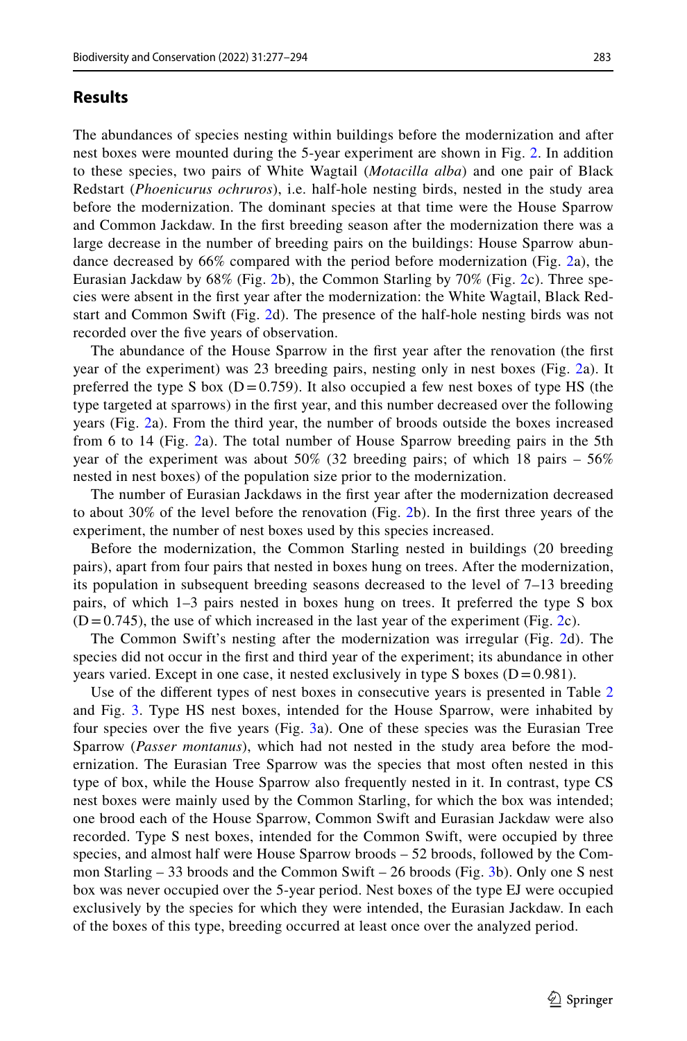## Results

The abundances of species nesting within buildings before the modernization and after nest boxes were mounted during the 5-year experiment are shown in Fig. 2. In addition to these species, two pairs of White Wagtail (*Motacilla alba*) and one pair of Black Redstart (*Phoenicurus ochruros*), i.e. half-hole nesting birds, nested in the study area before the modernization. The dominant species at that time were the House Sparrow and Common Jackdaw. In the first breeding season after the modernization there was a large decrease in the number of breeding pairs on the buildings: House Sparrow abundance decreased by 66% compared with the period before modernization (Fig. 2a), the Eurasian Jackdaw by 68% (Fig. 2b), the Common Starling by 70% (Fig. 2c). Three species were absent in the first year after the modernization: the White Wagtail, Black Redstart and Common Swift (Fig. 2d). The presence of the half-hole nesting birds was not recorded over the five years of observation.

The abundance of the House Sparrow in the first year after the renovation (the first year of the experiment) was 23 breeding pairs, nesting only in nest boxes (Fig. 2a). It preferred the type S box (D = 0.759). It also occupied a few nest boxes of type HS (the type targeted at sparrows) in the first year, and this number decreased over the following years (Fig. 2a). From the third year, the number of broods outside the boxes increased from 6 to 14 (Fig. 2a). The total number of House Sparrow breeding pairs in the 5th year of the experiment was about 50% (32 breeding pairs; of which 18 pairs – 56% nested in nest boxes) of the population size prior to the modernization.

The number of Eurasian Jackdaws in the first year after the modernization decreased to about 30% of the level before the renovation (Fig. 2b). In the first three years of the experiment, the number of nest boxes used by this species increased.

Before the modernization, the Common Starling nested in buildings (20 breeding pairs), apart from four pairs that nested in boxes hung on trees. After the modernization, its population in subsequent breeding seasons decreased to the level of 7–13 breeding pairs, of which 1–3 pairs nested in boxes hung on trees. It preferred the type S box (D = 0.745), the use of which increased in the last year of the experiment (Fig. 2c).

The Common Swift's nesting after the modernization was irregular (Fig. 2d). The species did not occur in the first and third year of the experiment; its abundance in other years varied. Except in one case, it nested exclusively in type S boxes (D = 0.981).

Use of the different types of nest boxes in consecutive years is presented in Table 2 and Fig. 3. Type HS nest boxes, intended for the House Sparrow, were inhabited by four species over the five years (Fig. 3a). One of these species was the Eurasian Tree Sparrow (*Passer montanus*), which had not nested in the study area before the modernization. The Eurasian Tree Sparrow was the species that most often nested in this type of box, while the House Sparrow also frequently nested in it. In contrast, type CS nest boxes were mainly used by the Common Starling, for which the box was intended; one brood each of the House Sparrow, Common Swift and Eurasian Jackdaw were also recorded. Type S nest boxes, intended for the Common Swift, were occupied by three species, and almost half were House Sparrow broods – 52 broods, followed by the Common Starling – 33 broods and the Common Swift – 26 broods (Fig. 3b). Only one S nest box was never occupied over the 5-year period. Nest boxes of the type EJ were occupied exclusively by the species for which they were intended, the Eurasian Jackdaw. In each of the boxes of this type, breeding occurred at least once over the analyzed period.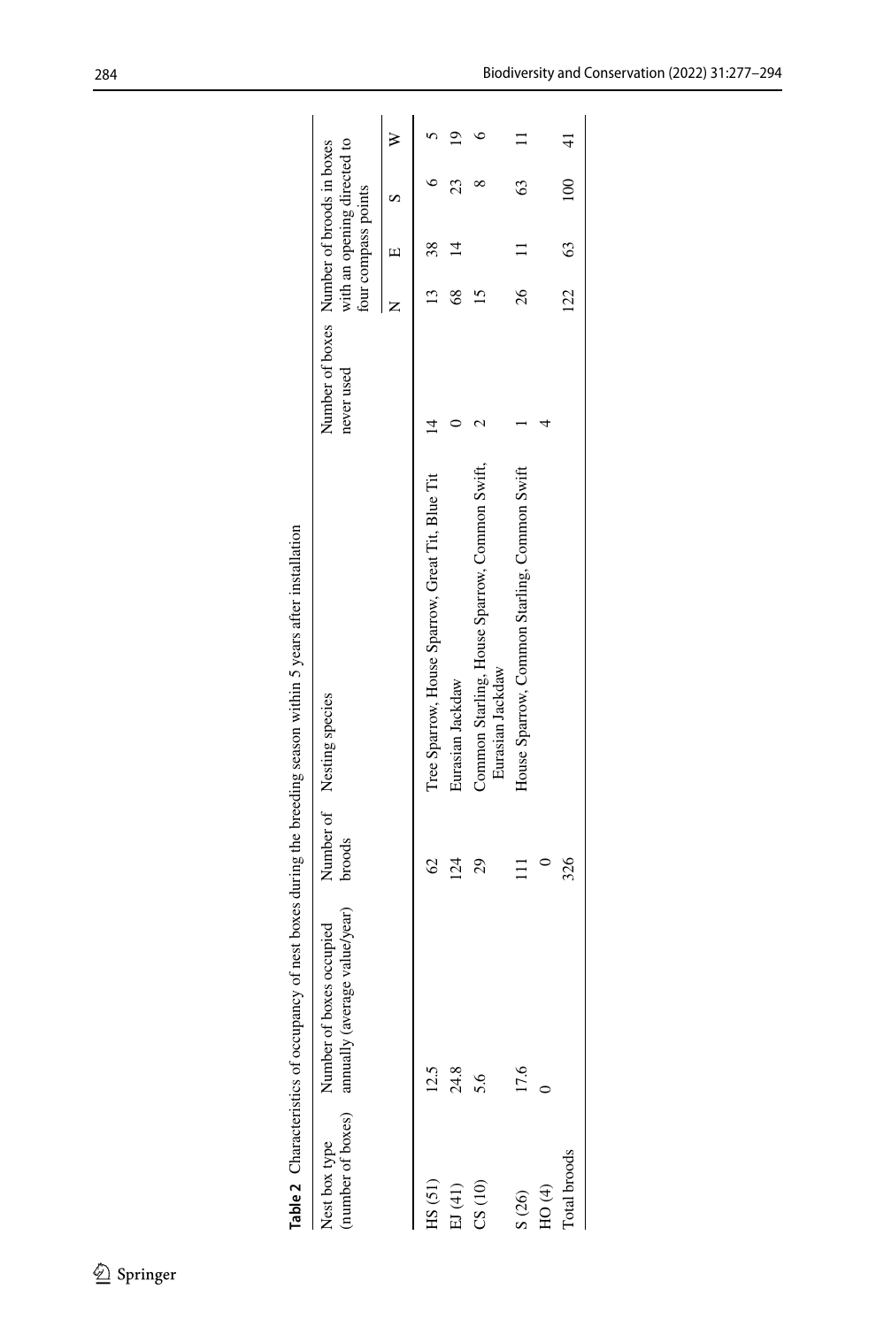**Table 2** Characteristics of occupancy of nest boxes during the breeding season within 5 years after installation

| Nest box type (number of boxes) | Number of boxes occupied annually (average value/year) | Number of broods | Nesting species | Number of boxes never used | Number of broods in boxes with an opening directed to four compass points | | | |
|---|---|---|---|---|---|---|---|---|
| | | | | | N | E | S | W |
| HS (51) | 12.5 | 62 | Tree Sparrow, House Sparrow, Great Tit, Blue Tit | 14 | 13 | 38 | 6 | 5 |
| EJ (41) | 24.8 | 124 | Eurasian Jackdaw | 0 | 68 | 14 | 23 | 19 |
| CS (10) | 5.6 | 29 | Common Starling, House Sparrow, Common Swift, Eurasian Jackdaw | 2 | 15 | | 8 | 6 |
| S (26) | 17.6 | 111 | House Sparrow, Common Starling, Common Swift | 1 | 26 | 11 | 63 | 11 |
| HO (4) | 0 | 0 | | 4 | | | | |
| Total broods | | 326 | | | 122 | 63 | 100 | 41 |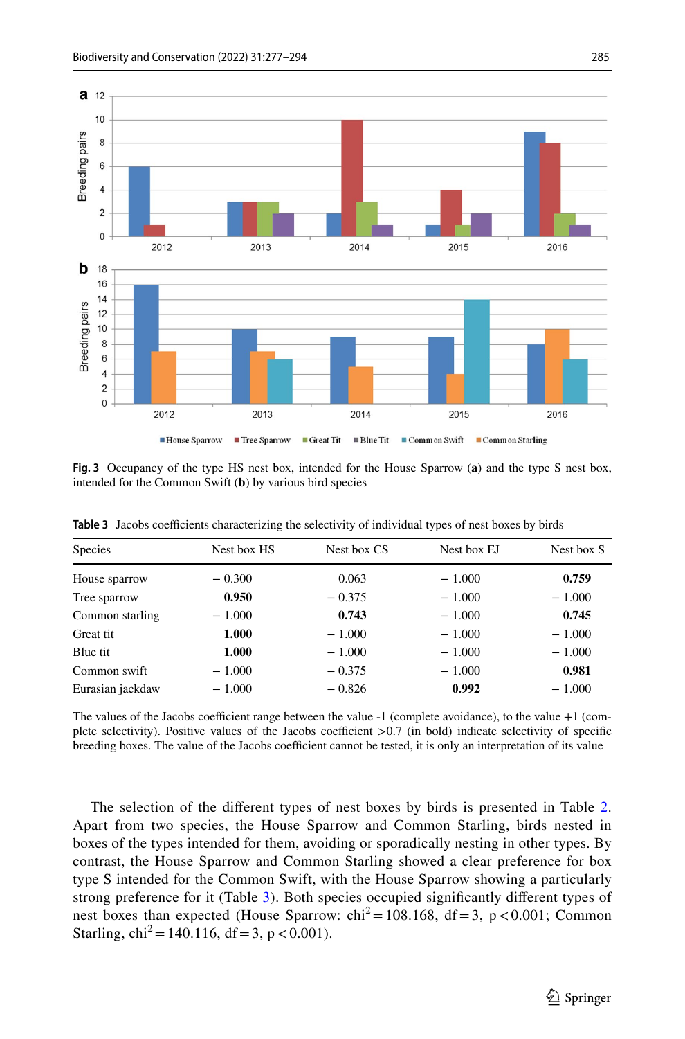**Fig. 3** Occupancy of the type HS nest box, intended for the House Sparrow (**a**) and the type S nest box, intended for the Common Swift (**b**) by various bird species

**Table 3** Jacobs coefficients characterizing the selectivity of individual types of nest boxes by birds

| Species | Nest box HS | Nest box CS | Nest box EJ | Nest box S |
|---|---|---|---|---|
| House sparrow | − 0.300 | 0.063 | − 1.000 | **0.759** |
| Tree sparrow | **0.950** | − 0.375 | − 1.000 | − 1.000 |
| Common starling | − 1.000 | **0.743** | − 1.000 | **0.745** |
| Great tit | **1.000** | − 1.000 | − 1.000 | − 1.000 |
| Blue tit | **1.000** | − 1.000 | − 1.000 | − 1.000 |
| Common swift | − 1.000 | − 0.375 | − 1.000 | **0.981** |
| Eurasian jackdaw | − 1.000 | − 0.826 | **0.992** | − 1.000 |

The values of the Jacobs coefficient range between the value -1 (complete avoidance), to the value +1 (complete selectivity). Positive values of the Jacobs coefficient >0.7 (in bold) indicate selectivity of specific breeding boxes. The value of the Jacobs coefficient cannot be tested, it is only an interpretation of its value

The selection of the different types of nest boxes by birds is presented in Table 2. Apart from two species, the House Sparrow and Common Starling, birds nested in boxes of the types intended for them, avoiding or sporadically nesting in other types. By contrast, the House Sparrow and Common Starling showed a clear preference for box type S intended for the Common Swift, with the House Sparrow showing a particularly strong preference for it (Table 3). Both species occupied significantly different types of nest boxes than expected (House Sparrow: $chi^2 = 108.168$, $df = 3$, $p < 0.001$; Common Starling, $chi^2 = 140.116$, $df = 3$, $p < 0.001$).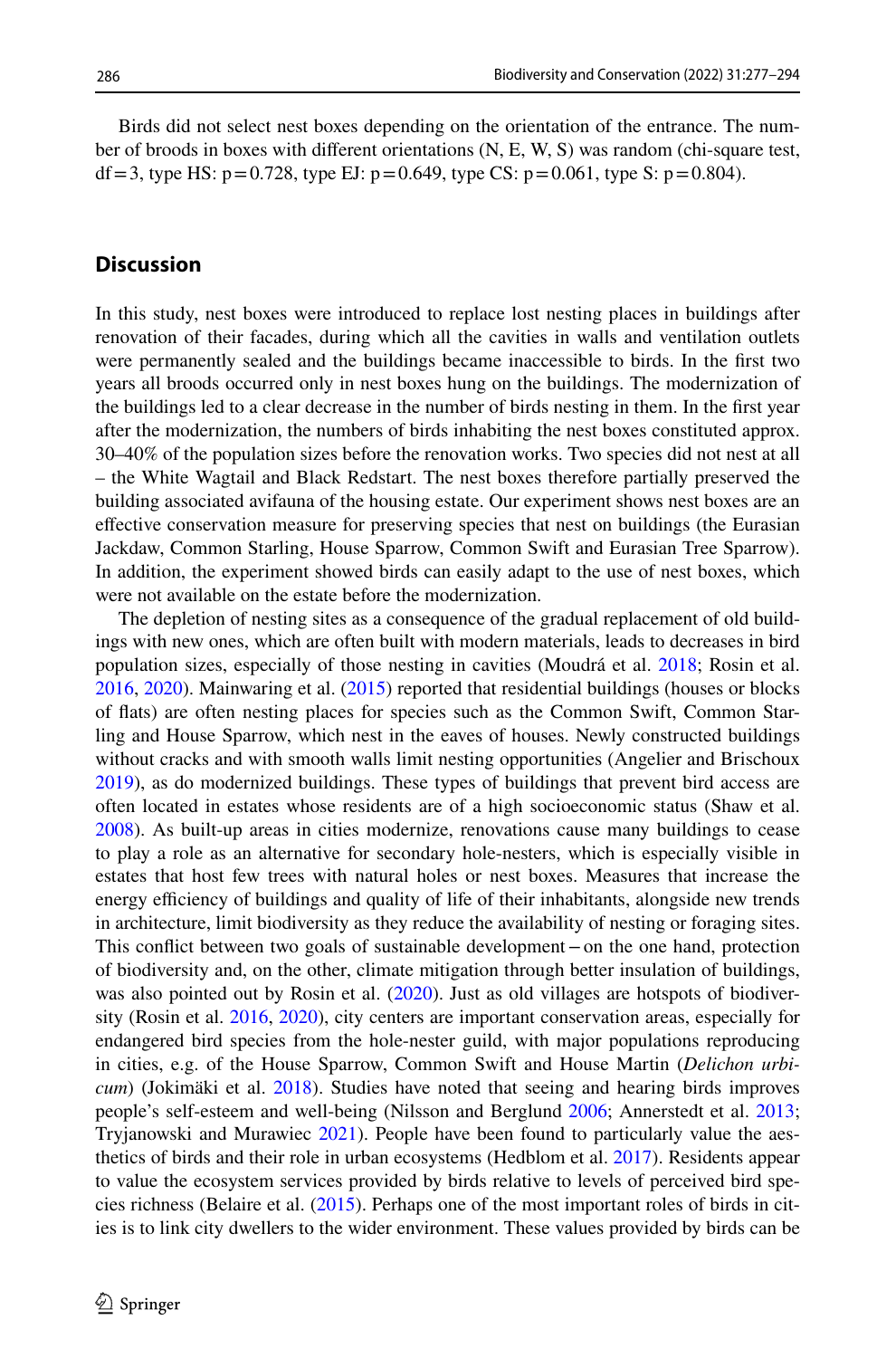Birds did not select nest boxes depending on the orientation of the entrance. The number of broods in boxes with different orientations (N, E, W, S) was random (chi-square test, df = 3, type HS: p = 0.728, type EJ: p = 0.649, type CS: p = 0.061, type S: p = 0.804).

## Discussion

In this study, nest boxes were introduced to replace lost nesting places in buildings after renovation of their facades, during which all the cavities in walls and ventilation outlets were permanently sealed and the buildings became inaccessible to birds. In the first two years all broods occurred only in nest boxes hung on the buildings. The modernization of the buildings led to a clear decrease in the number of birds nesting in them. In the first year after the modernization, the numbers of birds inhabiting the nest boxes constituted approx. 30–40% of the population sizes before the renovation works. Two species did not nest at all – the White Wagtail and Black Redstart. The nest boxes therefore partially preserved the building associated avifauna of the housing estate. Our experiment shows nest boxes are an effective conservation measure for preserving species that nest on buildings (the Eurasian Jackdaw, Common Starling, House Sparrow, Common Swift and Eurasian Tree Sparrow). In addition, the experiment showed birds can easily adapt to the use of nest boxes, which were not available on the estate before the modernization.

The depletion of nesting sites as a consequence of the gradual replacement of old buildings with new ones, which are often built with modern materials, leads to decreases in bird population sizes, especially of those nesting in cavities (Moudrá et al. 2018; Rosin et al. 2016, 2020). Mainwaring et al. (2015) reported that residential buildings (houses or blocks of flats) are often nesting places for species such as the Common Swift, Common Starling and House Sparrow, which nest in the eaves of houses. Newly constructed buildings without cracks and with smooth walls limit nesting opportunities (Angelier and Brischoux 2019), as do modernized buildings. These types of buildings that prevent bird access are often located in estates whose residents are of a high socioeconomic status (Shaw et al. 2008). As built-up areas in cities modernize, renovations cause many buildings to cease to play a role as an alternative for secondary hole-nesters, which is especially visible in estates that host few trees with natural holes or nest boxes. Measures that increase the energy efficiency of buildings and quality of life of their inhabitants, alongside new trends in architecture, limit biodiversity as they reduce the availability of nesting or foraging sites. This conflict between two goals of sustainable development – on the one hand, protection of biodiversity and, on the other, climate mitigation through better insulation of buildings, was also pointed out by Rosin et al. (2020). Just as old villages are hotspots of biodiversity (Rosin et al. 2016, 2020), city centers are important conservation areas, especially for endangered bird species from the hole-nester guild, with major populations reproducing in cities, e.g. of the House Sparrow, Common Swift and House Martin (*Delichon urbicum*) (Jokimäki et al. 2018). Studies have noted that seeing and hearing birds improves people's self-esteem and well-being (Nilsson and Berglund 2006; Annerstedt et al. 2013; Tryjanowski and Murawiec 2021). People have been found to particularly value the aesthetics of birds and their role in urban ecosystems (Hedblom et al. 2017). Residents appear to value the ecosystem services provided by birds relative to levels of perceived bird species richness (Belaire et al. (2015). Perhaps one of the most important roles of birds in cities is to link city dwellers to the wider environment. These values provided by birds can be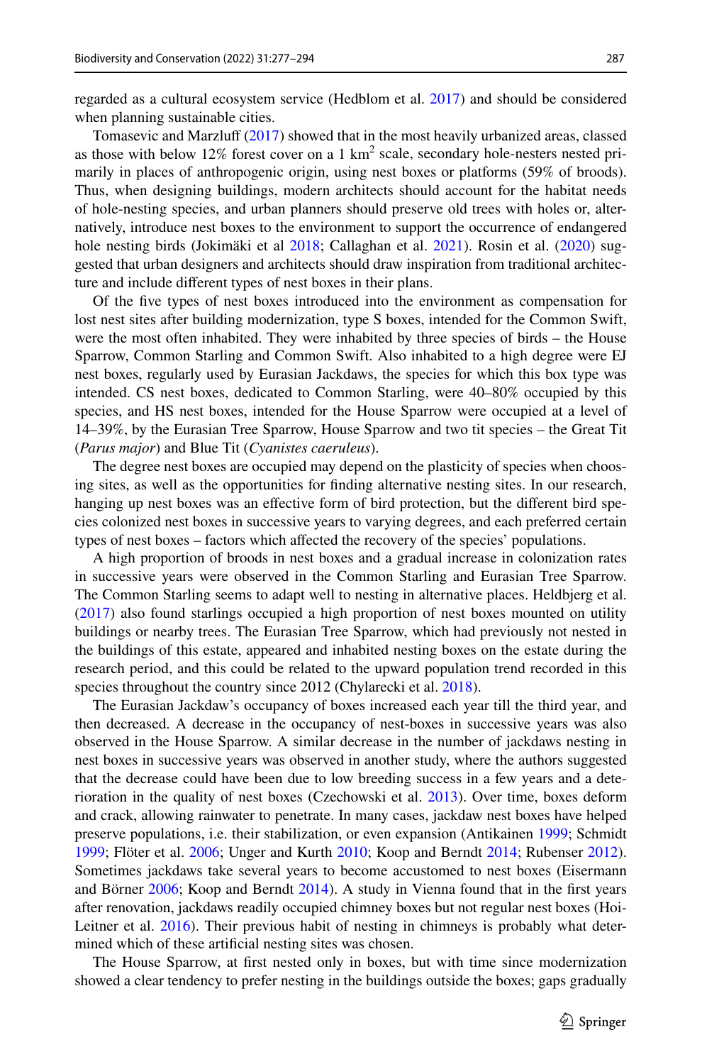regarded as a cultural ecosystem service (Hedblom et al. 2017) and should be considered when planning sustainable cities.

Tomasevic and Marzluff (2017) showed that in the most heavily urbanized areas, classed as those with below 12% forest cover on a 1 $km^2$ scale, secondary hole-nesters nested primarily in places of anthropogenic origin, using nest boxes or platforms (59% of broods). Thus, when designing buildings, modern architects should account for the habitat needs of hole-nesting species, and urban planners should preserve old trees with holes or, alternatively, introduce nest boxes to the environment to support the occurrence of endangered hole nesting birds (Jokimäki et al 2018; Callaghan et al. 2021). Rosin et al. (2020) suggested that urban designers and architects should draw inspiration from traditional architecture and include different types of nest boxes in their plans.

Of the five types of nest boxes introduced into the environment as compensation for lost nest sites after building modernization, type S boxes, intended for the Common Swift, were the most often inhabited. They were inhabited by three species of birds – the House Sparrow, Common Starling and Common Swift. Also inhabited to a high degree were EJ nest boxes, regularly used by Eurasian Jackdaws, the species for which this box type was intended. CS nest boxes, dedicated to Common Starling, were 40–80% occupied by this species, and HS nest boxes, intended for the House Sparrow were occupied at a level of 14–39%, by the Eurasian Tree Sparrow, House Sparrow and two tit species – the Great Tit (*Parus major*) and Blue Tit (*Cyanistes caeruleus*).

The degree nest boxes are occupied may depend on the plasticity of species when choosing sites, as well as the opportunities for finding alternative nesting sites. In our research, hanging up nest boxes was an effective form of bird protection, but the different bird species colonized nest boxes in successive years to varying degrees, and each preferred certain types of nest boxes – factors which affected the recovery of the species' populations.

A high proportion of broods in nest boxes and a gradual increase in colonization rates in successive years were observed in the Common Starling and Eurasian Tree Sparrow. The Common Starling seems to adapt well to nesting in alternative places. Heldbjerg et al. (2017) also found starlings occupied a high proportion of nest boxes mounted on utility buildings or nearby trees. The Eurasian Tree Sparrow, which had previously not nested in the buildings of this estate, appeared and inhabited nesting boxes on the estate during the research period, and this could be related to the upward population trend recorded in this species throughout the country since 2012 (Chylarecki et al. 2018).

The Eurasian Jackdaw's occupancy of boxes increased each year till the third year, and then decreased. A decrease in the occupancy of nest-boxes in successive years was also observed in the House Sparrow. A similar decrease in the number of jackdaws nesting in nest boxes in successive years was observed in another study, where the authors suggested that the decrease could have been due to low breeding success in a few years and a deterioration in the quality of nest boxes (Czechowski et al. 2013). Over time, boxes deform and crack, allowing rainwater to penetrate. In many cases, jackdaw nest boxes have helped preserve populations, i.e. their stabilization, or even expansion (Antikainen 1999; Schmidt 1999; Flöter et al. 2006; Unger and Kurth 2010; Koop and Berndt 2014; Rubenser 2012). Sometimes jackdaws take several years to become accustomed to nest boxes (Eisermann and Börner 2006; Koop and Berndt 2014). A study in Vienna found that in the first years after renovation, jackdaws readily occupied chimney boxes but not regular nest boxes (Hoi-Leitner et al. 2016). Their previous habit of nesting in chimneys is probably what determined which of these artificial nesting sites was chosen.

The House Sparrow, at first nested only in boxes, but with time since modernization showed a clear tendency to prefer nesting in the buildings outside the boxes; gaps gradually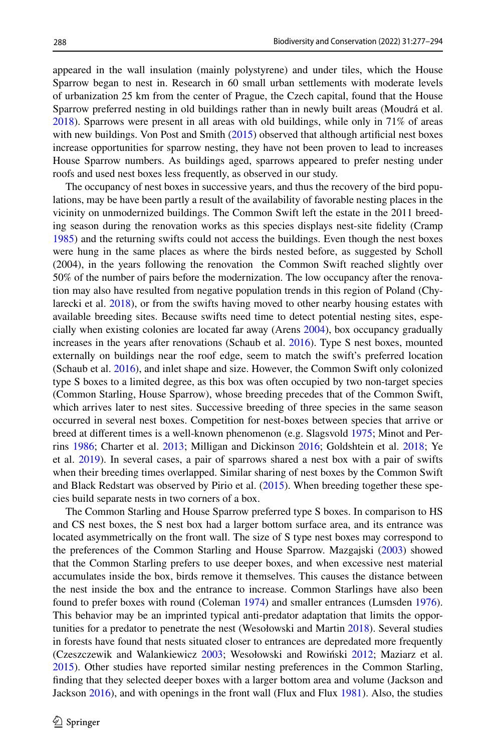appeared in the wall insulation (mainly polystyrene) and under tiles, which the House Sparrow began to nest in. Research in 60 small urban settlements with moderate levels of urbanization 25 km from the center of Prague, the Czech capital, found that the House Sparrow preferred nesting in old buildings rather than in newly built areas (Moudrá et al. 2018). Sparrows were present in all areas with old buildings, while only in 71% of areas with new buildings. Von Post and Smith (2015) observed that although artificial nest boxes increase opportunities for sparrow nesting, they have not been proven to lead to increases House Sparrow numbers. As buildings aged, sparrows appeared to prefer nesting under roofs and used nest boxes less frequently, as observed in our study.

The occupancy of nest boxes in successive years, and thus the recovery of the bird populations, may be have been partly a result of the availability of favorable nesting places in the vicinity on unmodernized buildings. The Common Swift left the estate in the 2011 breeding season during the renovation works as this species displays nest-site fidelity (Cramp 1985) and the returning swifts could not access the buildings. Even though the nest boxes were hung in the same places as where the birds nested before, as suggested by Scholl (2004), in the years following the renovation the Common Swift reached slightly over 50% of the number of pairs before the modernization. The low occupancy after the renovation may also have resulted from negative population trends in this region of Poland (Chylarecki et al. 2018), or from the swifts having moved to other nearby housing estates with available breeding sites. Because swifts need time to detect potential nesting sites, especially when existing colonies are located far away (Arens 2004), box occupancy gradually increases in the years after renovations (Schaub et al. 2016). Type S nest boxes, mounted externally on buildings near the roof edge, seem to match the swift's preferred location (Schaub et al. 2016), and inlet shape and size. However, the Common Swift only colonized type S boxes to a limited degree, as this box was often occupied by two non-target species (Common Starling, House Sparrow), whose breeding precedes that of the Common Swift, which arrives later to nest sites. Successive breeding of three species in the same season occurred in several nest boxes. Competition for nest-boxes between species that arrive or breed at different times is a well-known phenomenon (e.g. Slagsvold 1975; Minot and Perrins 1986; Charter et al. 2013; Milligan and Dickinson 2016; Goldshtein et al. 2018; Ye et al. 2019). In several cases, a pair of sparrows shared a nest box with a pair of swifts when their breeding times overlapped. Similar sharing of nest boxes by the Common Swift and Black Redstart was observed by Pirio et al. (2015). When breeding together these species build separate nests in two corners of a box.

The Common Starling and House Sparrow preferred type S boxes. In comparison to HS and CS nest boxes, the S nest box had a larger bottom surface area, and its entrance was located asymmetrically on the front wall. The size of S type nest boxes may correspond to the preferences of the Common Starling and House Sparrow. Mazgajski (2003) showed that the Common Starling prefers to use deeper boxes, and when excessive nest material accumulates inside the box, birds remove it themselves. This causes the distance between the nest inside the box and the entrance to increase. Common Starlings have also been found to prefer boxes with round (Coleman 1974) and smaller entrances (Lumsden 1976). This behavior may be an imprinted typical anti-predator adaptation that limits the opportunities for a predator to penetrate the nest (Wesołowski and Martin 2018). Several studies in forests have found that nests situated closer to entrances are depredated more frequently (Czeszczewik and Walankiewicz 2003; Wesołowski and Rowiński 2012; Maziarz et al. 2015). Other studies have reported similar nesting preferences in the Common Starling, finding that they selected deeper boxes with a larger bottom area and volume (Jackson and Jackson 2016), and with openings in the front wall (Flux and Flux 1981). Also, the studies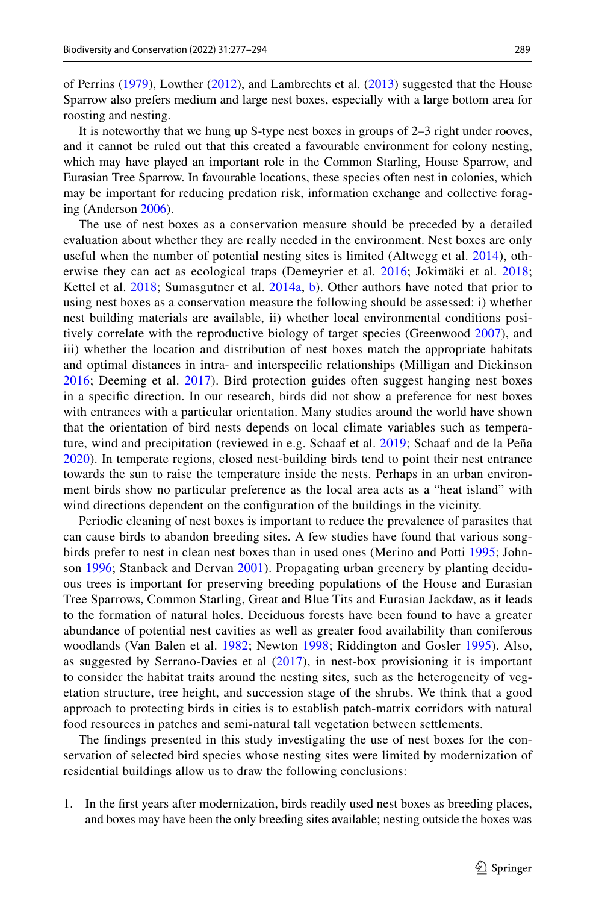of Perrins (1979), Lowther (2012), and Lambrechts et al. (2013) suggested that the House Sparrow also prefers medium and large nest boxes, especially with a large bottom area for roosting and nesting.

It is noteworthy that we hung up S-type nest boxes in groups of 2–3 right under rooves, and it cannot be ruled out that this created a favourable environment for colony nesting, which may have played an important role in the Common Starling, House Sparrow, and Eurasian Tree Sparrow. In favourable locations, these species often nest in colonies, which may be important for reducing predation risk, information exchange and collective foraging (Anderson 2006).

The use of nest boxes as a conservation measure should be preceded by a detailed evaluation about whether they are really needed in the environment. Nest boxes are only useful when the number of potential nesting sites is limited (Altwegg et al. 2014), otherwise they can act as ecological traps (Demeyrier et al. 2016; Jokimäki et al. 2018; Kettel et al. 2018; Sumasgutner et al. 2014a, b). Other authors have noted that prior to using nest boxes as a conservation measure the following should be assessed: i) whether nest building materials are available, ii) whether local environmental conditions positively correlate with the reproductive biology of target species (Greenwood 2007), and iii) whether the location and distribution of nest boxes match the appropriate habitats and optimal distances in intra- and interspecific relationships (Milligan and Dickinson 2016; Deeming et al. 2017). Bird protection guides often suggest hanging nest boxes in a specific direction. In our research, birds did not show a preference for nest boxes with entrances with a particular orientation. Many studies around the world have shown that the orientation of bird nests depends on local climate variables such as temperature, wind and precipitation (reviewed in e.g. Schaaf et al. 2019; Schaaf and de la Peña 2020). In temperate regions, closed nest-building birds tend to point their nest entrance towards the sun to raise the temperature inside the nests. Perhaps in an urban environment birds show no particular preference as the local area acts as a "heat island" with wind directions dependent on the configuration of the buildings in the vicinity.

Periodic cleaning of nest boxes is important to reduce the prevalence of parasites that can cause birds to abandon breeding sites. A few studies have found that various songbirds prefer to nest in clean nest boxes than in used ones (Merino and Potti 1995; Johnson 1996; Stanback and Dervan 2001). Propagating urban greenery by planting deciduous trees is important for preserving breeding populations of the House and Eurasian Tree Sparrows, Common Starling, Great and Blue Tits and Eurasian Jackdaw, as it leads to the formation of natural holes. Deciduous forests have been found to have a greater abundance of potential nest cavities as well as greater food availability than coniferous woodlands (Van Balen et al. 1982; Newton 1998; Riddington and Gosler 1995). Also, as suggested by Serrano-Davies et al (2017), in nest-box provisioning it is important to consider the habitat traits around the nesting sites, such as the heterogeneity of vegetation structure, tree height, and succession stage of the shrubs. We think that a good approach to protecting birds in cities is to establish patch-matrix corridors with natural food resources in patches and semi-natural tall vegetation between settlements.

The findings presented in this study investigating the use of nest boxes for the conservation of selected bird species whose nesting sites were limited by modernization of residential buildings allow us to draw the following conclusions:

1. In the first years after modernization, birds readily used nest boxes as breeding places, and boxes may have been the only breeding sites available; nesting outside the boxes was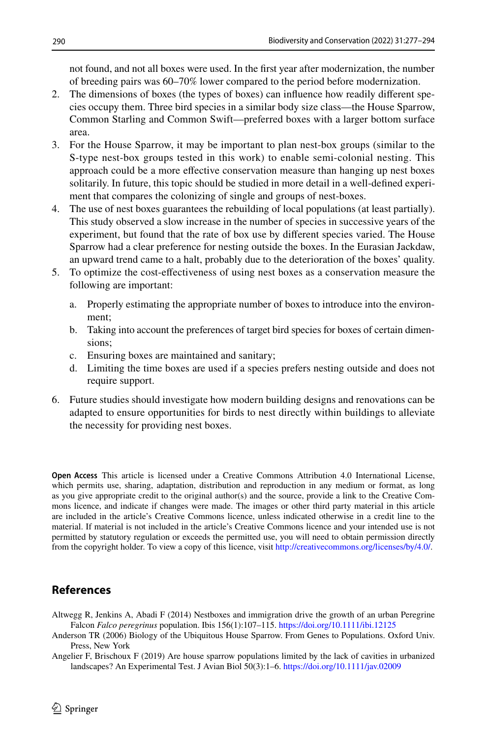not found, and not all boxes were used. In the first year after modernization, the number of breeding pairs was 60–70% lower compared to the period before modernization.

2. The dimensions of boxes (the types of boxes) can influence how readily different species occupy them. Three bird species in a similar body size class—the House Sparrow, Common Starling and Common Swift—preferred boxes with a larger bottom surface area.
3. For the House Sparrow, it may be important to plan nest-box groups (similar to the S-type nest-box groups tested in this work) to enable semi-colonial nesting. This approach could be a more effective conservation measure than hanging up nest boxes solitarily. In future, this topic should be studied in more detail in a well-defined experiment that compares the colonizing of single and groups of nest-boxes.
4. The use of nest boxes guarantees the rebuilding of local populations (at least partially). This study observed a slow increase in the number of species in successive years of the experiment, but found that the rate of box use by different species varied. The House Sparrow had a clear preference for nesting outside the boxes. In the Eurasian Jackdaw, an upward trend came to a halt, probably due to the deterioration of the boxes' quality.
5. To optimize the cost-effectiveness of using nest boxes as a conservation measure the following are important:
   a. Properly estimating the appropriate number of boxes to introduce into the environment;
   b. Taking into account the preferences of target bird species for boxes of certain dimensions;
   c. Ensuring boxes are maintained and sanitary;
   d. Limiting the time boxes are used if a species prefers nesting outside and does not require support.
6. Future studies should investigate how modern building designs and renovations can be adapted to ensure opportunities for birds to nest directly within buildings to alleviate the necessity for providing nest boxes.

**Open Access** This article is licensed under a Creative Commons Attribution 4.0 International License, which permits use, sharing, adaptation, distribution and reproduction in any medium or format, as long as you give appropriate credit to the original author(s) and the source, provide a link to the Creative Commons licence, and indicate if changes were made. The images or other third party material in this article are included in the article's Creative Commons licence, unless indicated otherwise in a credit line to the material. If material is not included in the article's Creative Commons licence and your intended use is not permitted by statutory regulation or exceeds the permitted use, you will need to obtain permission directly from the copyright holder. To view a copy of this licence, visit http://creativecommons.org/licenses/by/4.0/.

## References

Altwegg R, Jenkins A, Abadi F (2014) Nestboxes and immigration drive the growth of an urban Peregrine Falcon *Falco peregrinus* population. Ibis 156(1):107–115. https://doi.org/10.1111/ibi.12125

Anderson TR (2006) Biology of the Ubiquitous House Sparrow. From Genes to Populations. Oxford Univ. Press, New York

Angelier F, Brischoux F (2019) Are house sparrow populations limited by the lack of cavities in urbanized landscapes? An Experimental Test. J Avian Biol 50(3):1–6. https://doi.org/10.1111/jav.02009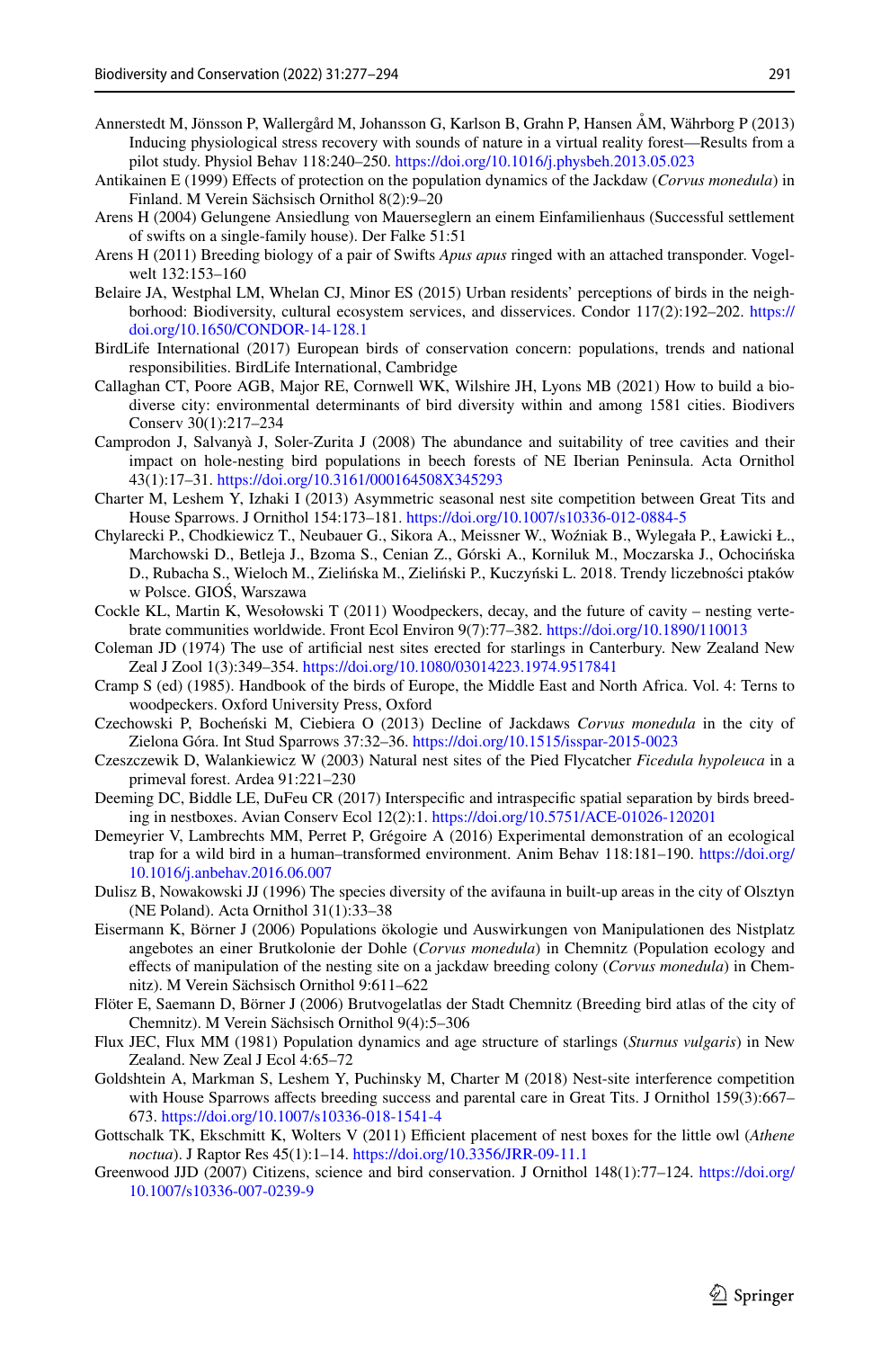Annerstedt M, Jönsson P, Wallergård M, Johansson G, Karlson B, Grahn P, Hansen ÅM, Währborg P (2013) Inducing physiological stress recovery with sounds of nature in a virtual reality forest—Results from a pilot study. Physiol Behav 118:240–250. https://doi.org/10.1016/j.physbeh.2013.05.023

Antikainen E (1999) Effects of protection on the population dynamics of the Jackdaw (*Corvus monedula*) in Finland. M Verein Sächsisch Ornithol 8(2):9–20

Arens H (2004) Gelungene Ansiedlung von Mauerseglern an einem Einfamilienhaus (Successful settlement of swifts on a single-family house). Der Falke 51:51

Arens H (2011) Breeding biology of a pair of Swifts *Apus apus* ringed with an attached transponder. Vogelwelt 132:153–160

Belaire JA, Westphal LM, Whelan CJ, Minor ES (2015) Urban residents' perceptions of birds in the neighborhood: Biodiversity, cultural ecosystem services, and disservices. Condor 117(2):192–202. https://doi.org/10.1650/CONDOR-14-128.1

BirdLife International (2017) European birds of conservation concern: populations, trends and national responsibilities. BirdLife International, Cambridge

Callaghan CT, Poore AGB, Major RE, Cornwell WK, Wilshire JH, Lyons MB (2021) How to build a biodiverse city: environmental determinants of bird diversity within and among 1581 cities. Biodivers Conserv 30(1):217–234

Camprodon J, Salvanyà J, Soler-Zurita J (2008) The abundance and suitability of tree cavities and their impact on hole-nesting bird populations in beech forests of NE Iberian Peninsula. Acta Ornithol 43(1):17–31. https://doi.org/10.3161/000164508X345293

Charter M, Leshem Y, Izhaki I (2013) Asymmetric seasonal nest site competition between Great Tits and House Sparrows. J Ornithol 154:173–181. https://doi.org/10.1007/s10336-012-0884-5

Chylarecki P., Chodkiewicz T., Neubauer G., Sikora A., Meissner W., Woźniak B., Wylegała P., Ławicki Ł., Marchowski D., Betleja J., Bzoma S., Cenian Z., Górski A., Korniluk M., Moczarska J., Ochocińska D., Rubacha S., Wieloch M., Zielińska M., Zieliński P., Kuczyński L. 2018. Trendy liczebności ptaków w Polsce. GIOŚ, Warszawa

Cockle KL, Martin K, Wesołowski T (2011) Woodpeckers, decay, and the future of cavity – nesting vertebrate communities worldwide. Front Ecol Environ 9(7):77–382. https://doi.org/10.1890/110013

Coleman JD (1974) The use of artificial nest sites erected for starlings in Canterbury. New Zealand New Zeal J Zool 1(3):349–354. https://doi.org/10.1080/03014223.1974.9517841

Cramp S (ed) (1985). Handbook of the birds of Europe, the Middle East and North Africa. Vol. 4: Terns to woodpeckers. Oxford University Press, Oxford

Czechowski P, Bocheński M, Ciebiera O (2013) Decline of Jackdaws *Corvus monedula* in the city of Zielona Góra. Int Stud Sparrows 37:32–36. https://doi.org/10.1515/isspar-2015-0023

Czeszczewik D, Walankiewicz W (2003) Natural nest sites of the Pied Flycatcher *Ficedula hypoleuca* in a primeval forest. Ardea 91:221–230

Deeming DC, Biddle LE, DuFeu CR (2017) Interspecific and intraspecific spatial separation by birds breeding in nestboxes. Avian Conserv Ecol 12(2):1. https://doi.org/10.5751/ACE-01026-120201

Demeyrier V, Lambrechts MM, Perret P, Grégoire A (2016) Experimental demonstration of an ecological trap for a wild bird in a human–transformed environment. Anim Behav 118:181–190. https://doi.org/10.1016/j.anbehav.2016.06.007

Dulisz B, Nowakowski JJ (1996) The species diversity of the avifauna in built-up areas in the city of Olsztyn (NE Poland). Acta Ornithol 31(1):33–38

Eisermann K, Börner J (2006) Populations ökologie und Auswirkungen von Manipulationen des Nistplatz angebotes an einer Brutkolonie der Dohle (*Corvus monedula*) in Chemnitz (Population ecology and effects of manipulation of the nesting site on a jackdaw breeding colony (*Corvus monedula*) in Chemnitz). M Verein Sächsisch Ornithol 9:611–622

Flöter E, Saemann D, Börner J (2006) Brutvogelatlas der Stadt Chemnitz (Breeding bird atlas of the city of Chemnitz). M Verein Sächsisch Ornithol 9(4):5–306

Flux JEC, Flux MM (1981) Population dynamics and age structure of starlings (*Sturnus vulgaris*) in New Zealand. New Zeal J Ecol 4:65–72

Goldshtein A, Markman S, Leshem Y, Puchinsky M, Charter M (2018) Nest-site interference competition with House Sparrows affects breeding success and parental care in Great Tits. J Ornithol 159(3):667–673. https://doi.org/10.1007/s10336-018-1541-4

Gottschalk TK, Ekschmitt K, Wolters V (2011) Efficient placement of nest boxes for the little owl (*Athene noctua*). J Raptor Res 45(1):1–14. https://doi.org/10.3356/JRR-09-11.1

Greenwood JJD (2007) Citizens, science and bird conservation. J Ornithol 148(1):77–124. https://doi.org/10.1007/s10336-007-0239-9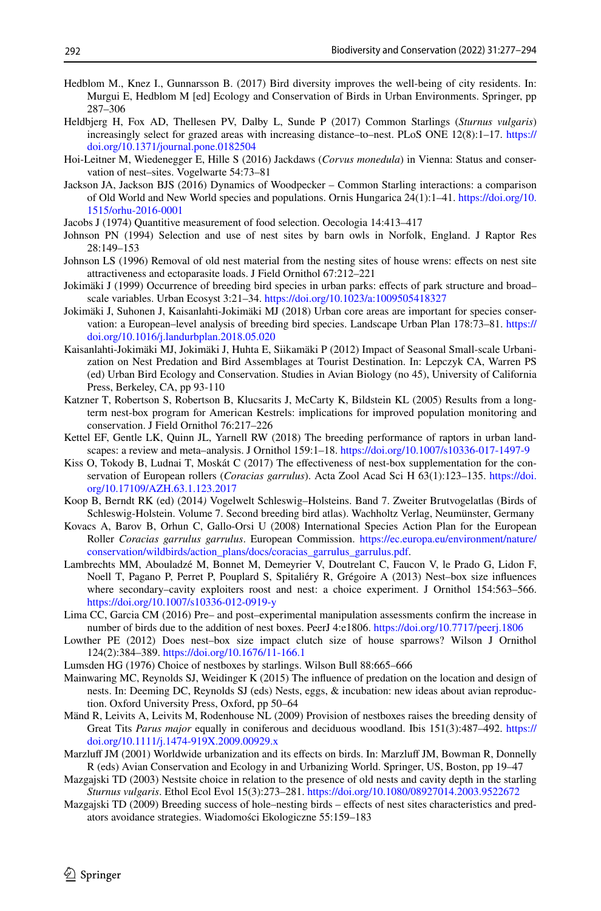Hedblom M., Knez I., Gunnarsson B. (2017) Bird diversity improves the well-being of city residents. In: Murgui E, Hedblom M [ed] Ecology and Conservation of Birds in Urban Environments. Springer, pp 287–306

Heldbjerg H, Fox AD, Thellesen PV, Dalby L, Sunde P (2017) Common Starlings (*Sturnus vulgaris*) increasingly select for grazed areas with increasing distance–to–nest. PLoS ONE 12(8):1–17. https://doi.org/10.1371/journal.pone.0182504

Hoi-Leitner M, Wiedenegger E, Hille S (2016) Jackdaws (*Corvus monedula*) in Vienna: Status and conservation of nest–sites. Vogelwarte 54:73–81

Jackson JA, Jackson BJS (2016) Dynamics of Woodpecker – Common Starling interactions: a comparison of Old World and New World species and populations. Ornis Hungarica 24(1):1–41. https://doi.org/10.1515/orhu-2016-0001

Jacobs J (1974) Quantitive measurement of food selection. Oecologia 14:413–417

Johnson PN (1994) Selection and use of nest sites by barn owls in Norfolk, England. J Raptor Res 28:149–153

Johnson LS (1996) Removal of old nest material from the nesting sites of house wrens: effects on nest site attractiveness and ectoparasite loads. J Field Ornithol 67:212–221

Jokimäki J (1999) Occurrence of breeding bird species in urban parks: effects of park structure and broad–scale variables. Urban Ecosyst 3:21–34. https://doi.org/10.1023/a:1009505418327

Jokimäki J, Suhonen J, Kaisanlahti-Jokimäki MJ (2018) Urban core areas are important for species conservation: a European–level analysis of breeding bird species. Landscape Urban Plan 178:73–81. https://doi.org/10.1016/j.landurbplan.2018.05.020

Kaisanlahti-Jokimäki MJ, Jokimäki J, Huhta E, Siikamäki P (2012) Impact of Seasonal Small-scale Urbanization on Nest Predation and Bird Assemblages at Tourist Destination. In: Lepczyk CA, Warren PS (ed) Urban Bird Ecology and Conservation. Studies in Avian Biology (no 45), University of California Press, Berkeley, CA, pp 93-110

Katzner T, Robertson S, Robertson B, Klucsarits J, McCarty K, Bildstein KL (2005) Results from a long-term nest-box program for American Kestrels: implications for improved population monitoring and conservation. J Field Ornithol 76:217–226

Kettel EF, Gentle LK, Quinn JL, Yarnell RW (2018) The breeding performance of raptors in urban landscapes: a review and meta–analysis. J Ornithol 159:1–18. https://doi.org/10.1007/s10336-017-1497-9

Kiss O, Tokody B, Ludnai T, Moskát C (2017) The effectiveness of nest-box supplementation for the conservation of European rollers (*Coracias garrulus*). Acta Zool Acad Sci H 63(1):123–135. https://doi.org/10.17109/AZH.63.1.123.2017

Koop B, Berndt RK (ed) (2014) Vogelwelt Schleswig–Holsteins. Band 7. Zweiter Brutvogelatlas (Birds of Schleswig-Holstein. Volume 7. Second breeding bird atlas). Wachholtz Verlag, Neumünster, Germany

Kovacs A, Barov B, Orhun C, Gallo-Orsi U (2008) International Species Action Plan for the European Roller *Coracias garrulus garrulus*. European Commission. https://ec.europa.eu/environment/nature/conservation/wildbirds/action_plans/docs/coracias_garrulus_garrulus.pdf.

Lambrechts MM, Abouladzé M, Bonnet M, Demeyrier V, Doutrelant C, Faucon V, le Prado G, Lidon F, Noell T, Pagano P, Perret P, Pouplard S, Spitaliéry R, Grégoire A (2013) Nest–box size influences where secondary–cavity exploiters roost and nest: a choice experiment. J Ornithol 154:563–566. https://doi.org/10.1007/s10336-012-0919-y

Lima CC, Garcia CM (2016) Pre– and post–experimental manipulation assessments confirm the increase in number of birds due to the addition of nest boxes. PeerJ 4:e1806. https://doi.org/10.7717/peerj.1806

Lowther PE (2012) Does nest–box size impact clutch size of house sparrows? Wilson J Ornithol 124(2):384–389. https://doi.org/10.1676/11-166.1

Lumsden HG (1976) Choice of nestboxes by starlings. Wilson Bull 88:665–666

Mainwaring MC, Reynolds SJ, Weidinger K (2015) The influence of predation on the location and design of nests. In: Deeming DC, Reynolds SJ (eds) Nests, eggs, & incubation: new ideas about avian reproduction. Oxford University Press, Oxford, pp 50–64

Mänd R, Leivits A, Leivits M, Rodenhouse NL (2009) Provision of nestboxes raises the breeding density of Great Tits *Parus major* equally in coniferous and deciduous woodland. Ibis 151(3):487–492. https://doi.org/10.1111/j.1474-919X.2009.00929.x

Marzluff JM (2001) Worldwide urbanization and its effects on birds. In: Marzluff JM, Bowman R, Donnelly R (eds) Avian Conservation and Ecology in and Urbanizing World. Springer, US, Boston, pp 19–47

Mazgajski TD (2003) Nestsite choice in relation to the presence of old nests and cavity depth in the starling *Sturnus vulgaris*. Ethol Ecol Evol 15(3):273–281. https://doi.org/10.1080/08927014.2003.9522672

Mazgajski TD (2009) Breeding success of hole–nesting birds – effects of nest sites characteristics and predators avoidance strategies. Wiadomości Ekologiczne 55:159–183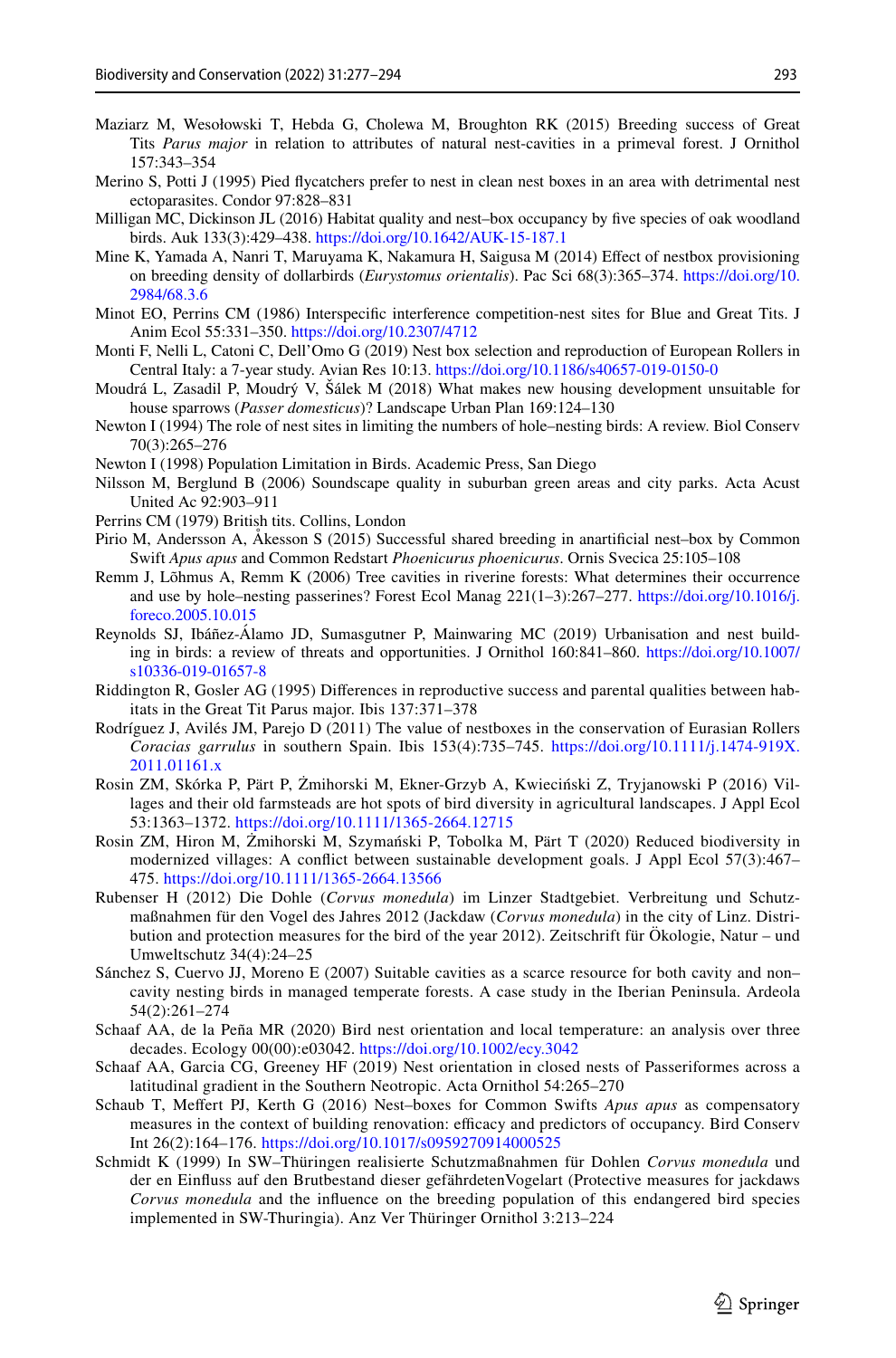Maziarz M, Wesołowski T, Hebda G, Cholewa M, Broughton RK (2015) Breeding success of Great Tits *Parus major* in relation to attributes of natural nest-cavities in a primeval forest. J Ornithol 157:343–354

Merino S, Potti J (1995) Pied flycatchers prefer to nest in clean nest boxes in an area with detrimental nest ectoparasites. Condor 97:828–831

Milligan MC, Dickinson JL (2016) Habitat quality and nest–box occupancy by five species of oak woodland birds. Auk 133(3):429–438. https://doi.org/10.1642/AUK-15-187.1

Mine K, Yamada A, Nanri T, Maruyama K, Nakamura H, Saigusa M (2014) Effect of nestbox provisioning on breeding density of dollarbirds (*Eurystomus orientalis*). Pac Sci 68(3):365–374. https://doi.org/10.2984/68.3.6

Minot EO, Perrins CM (1986) Interspecific interference competition-nest sites for Blue and Great Tits. J Anim Ecol 55:331–350. https://doi.org/10.2307/4712

Monti F, Nelli L, Catoni C, Dell'Omo G (2019) Nest box selection and reproduction of European Rollers in Central Italy: a 7-year study. Avian Res 10:13. https://doi.org/10.1186/s40657-019-0150-0

Moudrá L, Zasadil P, Moudrý V, Šálek M (2018) What makes new housing development unsuitable for house sparrows (*Passer domesticus*)? Landscape Urban Plan 169:124–130

Newton I (1994) The role of nest sites in limiting the numbers of hole–nesting birds: A review. Biol Conserv 70(3):265–276

Newton I (1998) Population Limitation in Birds. Academic Press, San Diego

Nilsson M, Berglund B (2006) Soundscape quality in suburban green areas and city parks. Acta Acust United Ac 92:903–911

Perrins CM (1979) British tits. Collins, London

Pirio M, Andersson A, Åkesson S (2015) Successful shared breeding in anartificial nest–box by Common Swift *Apus apus* and Common Redstart *Phoenicurus phoenicurus*. Ornis Svecica 25:105–108

Remm J, Lõhmus A, Remm K (2006) Tree cavities in riverine forests: What determines their occurrence and use by hole–nesting passerines? Forest Ecol Manag 221(1–3):267–277. https://doi.org/10.1016/j.foreco.2005.10.015

Reynolds SJ, Ibáñez-Álamo JD, Sumasgutner P, Mainwaring MC (2019) Urbanisation and nest building in birds: a review of threats and opportunities. J Ornithol 160:841–860. https://doi.org/10.1007/s10336-019-01657-8

Riddington R, Gosler AG (1995) Differences in reproductive success and parental qualities between habitats in the Great Tit Parus major. Ibis 137:371–378

Rodríguez J, Avilés JM, Parejo D (2011) The value of nestboxes in the conservation of Eurasian Rollers *Coracias garrulus* in southern Spain. Ibis 153(4):735–745. https://doi.org/10.1111/j.1474-919X.2011.01161.x

Rosin ZM, Skórka P, Pärt P, Żmihorski M, Ekner-Grzyb A, Kwieciński Z, Tryjanowski P (2016) Villages and their old farmsteads are hot spots of bird diversity in agricultural landscapes. J Appl Ecol 53:1363–1372. https://doi.org/10.1111/1365-2664.12715

Rosin ZM, Hiron M, Żmihorski M, Szymański P, Tobolka M, Pärt T (2020) Reduced biodiversity in modernized villages: A conflict between sustainable development goals. J Appl Ecol 57(3):467–475. https://doi.org/10.1111/1365-2664.13566

Rubenser H (2012) Die Dohle (*Corvus monedula*) im Linzer Stadtgebiet. Verbreitung und Schutzmaßnahmen für den Vogel des Jahres 2012 (Jackdaw (*Corvus monedula*) in the city of Linz. Distribution and protection measures for the bird of the year 2012). Zeitschrift für Ökologie, Natur – und Umweltschutz 34(4):24–25

Sánchez S, Cuervo JJ, Moreno E (2007) Suitable cavities as a scarce resource for both cavity and non–cavity nesting birds in managed temperate forests. A case study in the Iberian Peninsula. Ardeola 54(2):261–274

Schaaf AA, de la Peña MR (2020) Bird nest orientation and local temperature: an analysis over three decades. Ecology 00(00):e03042. https://doi.org/10.1002/ecy.3042

Schaaf AA, Garcia CG, Greeney HF (2019) Nest orientation in closed nests of Passeriformes across a latitudinal gradient in the Southern Neotropic. Acta Ornithol 54:265–270

Schaub T, Meffert PJ, Kerth G (2016) Nest–boxes for Common Swifts *Apus apus* as compensatory measures in the context of building renovation: efficacy and predictors of occupancy. Bird Conserv Int 26(2):164–176. https://doi.org/10.1017/s0959270914000525

Schmidt K (1999) In SW–Thüringen realisierte Schutzmaßnahmen für Dohlen *Corvus monedula* und der en Einfluss auf den Brutbestand dieser gefährdetenVogelart (Protective measures for jackdaws *Corvus monedula* and the influence on the breeding population of this endangered bird species implemented in SW-Thuringia). Anz Ver Thüringer Ornithol 3:213–224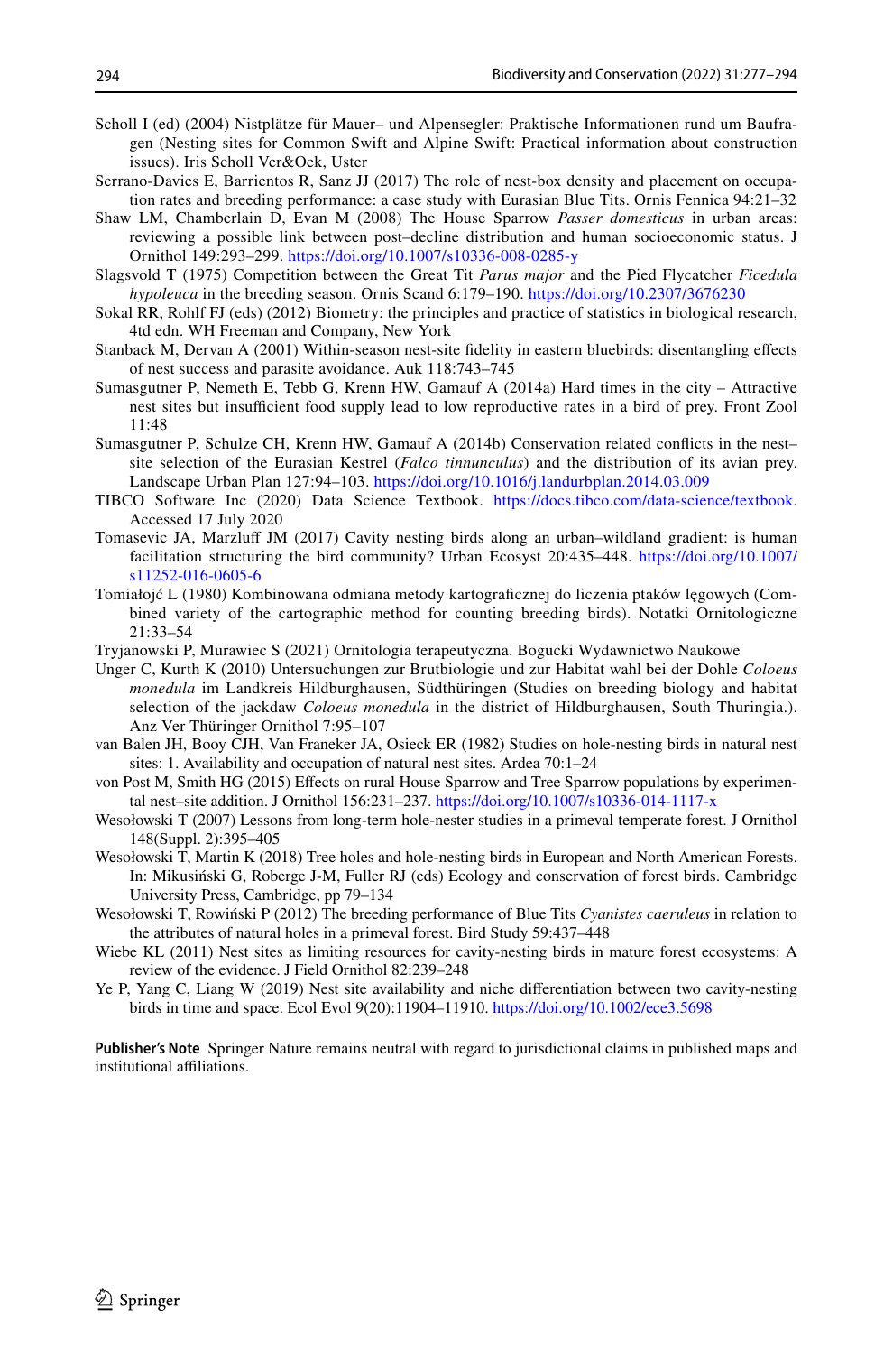Scholl I (ed) (2004) Nistplätze für Mauer– und Alpensegler: Praktische Informationen rund um Baufragen (Nesting sites for Common Swift and Alpine Swift: Practical information about construction issues). Iris Scholl Ver&Oek, Uster

Serrano-Davies E, Barrientos R, Sanz JJ (2017) The role of nest-box density and placement on occupation rates and breeding performance: a case study with Eurasian Blue Tits. Ornis Fennica 94:21–32

Shaw LM, Chamberlain D, Evan M (2008) The House Sparrow *Passer domesticus* in urban areas: reviewing a possible link between post–decline distribution and human socioeconomic status. J Ornithol 149:293–299. https://doi.org/10.1007/s10336-008-0285-y

Slagsvold T (1975) Competition between the Great Tit *Parus major* and the Pied Flycatcher *Ficedula hypoleuca* in the breeding season. Ornis Scand 6:179–190. https://doi.org/10.2307/3676230

Sokal RR, Rohlf FJ (eds) (2012) Biometry: the principles and practice of statistics in biological research, 4td edn. WH Freeman and Company, New York

Stanback M, Dervan A (2001) Within-season nest-site fidelity in eastern bluebirds: disentangling effects of nest success and parasite avoidance. Auk 118:743–745

Sumasgutner P, Nemeth E, Tebb G, Krenn HW, Gamauf A (2014a) Hard times in the city – Attractive nest sites but insufficient food supply lead to low reproductive rates in a bird of prey. Front Zool 11:48

Sumasgutner P, Schulze CH, Krenn HW, Gamauf A (2014b) Conservation related conflicts in the nest–site selection of the Eurasian Kestrel (*Falco tinnunculus*) and the distribution of its avian prey. Landscape Urban Plan 127:94–103. https://doi.org/10.1016/j.landurbplan.2014.03.009

TIBCO Software Inc (2020) Data Science Textbook. https://docs.tibco.com/data-science/textbook. Accessed 17 July 2020

Tomasevic JA, Marzluff JM (2017) Cavity nesting birds along an urban–wildland gradient: is human facilitation structuring the bird community? Urban Ecosyst 20:435–448. https://doi.org/10.1007/s11252-016-0605-6

Tomiałojć L (1980) Kombinowana odmiana metody kartograficznej do liczenia ptaków lęgowych (Combined variety of the cartographic method for counting breeding birds). Notatki Ornitologiczne 21:33–54

Tryjanowski P, Murawiec S (2021) Ornitologia terapeutyczna. Bogucki Wydawnictwo Naukowe

Unger C, Kurth K (2010) Untersuchungen zur Brutbiologie und zur Habitat wahl bei der Dohle *Coloeus monedula* im Landkreis Hildburghausen, Südthüringen (Studies on breeding biology and habitat selection of the jackdaw *Coloeus monedula* in the district of Hildburghausen, South Thuringia.). Anz Ver Thüringer Ornithol 7:95–107

van Balen JH, Booy CJH, Van Franeker JA, Osieck ER (1982) Studies on hole-nesting birds in natural nest sites: 1. Availability and occupation of natural nest sites. Ardea 70:1–24

von Post M, Smith HG (2015) Effects on rural House Sparrow and Tree Sparrow populations by experimental nest–site addition. J Ornithol 156:231–237. https://doi.org/10.1007/s10336-014-1117-x

Wesołowski T (2007) Lessons from long-term hole-nester studies in a primeval temperate forest. J Ornithol 148(Suppl. 2):395–405

Wesołowski T, Martin K (2018) Tree holes and hole-nesting birds in European and North American Forests. In: Mikusiński G, Roberge J-M, Fuller RJ (eds) Ecology and conservation of forest birds. Cambridge University Press, Cambridge, pp 79–134

Wesołowski T, Rowiński P (2012) The breeding performance of Blue Tits *Cyanistes caeruleus* in relation to the attributes of natural holes in a primeval forest. Bird Study 59:437–448

Wiebe KL (2011) Nest sites as limiting resources for cavity-nesting birds in mature forest ecosystems: A review of the evidence. J Field Ornithol 82:239–248

Ye P, Yang C, Liang W (2019) Nest site availability and niche differentiation between two cavity-nesting birds in time and space. Ecol Evol 9(20):11904–11910. https://doi.org/10.1002/ece3.5698

**Publisher's Note** Springer Nature remains neutral with regard to jurisdictional claims in published maps and institutional affiliations.